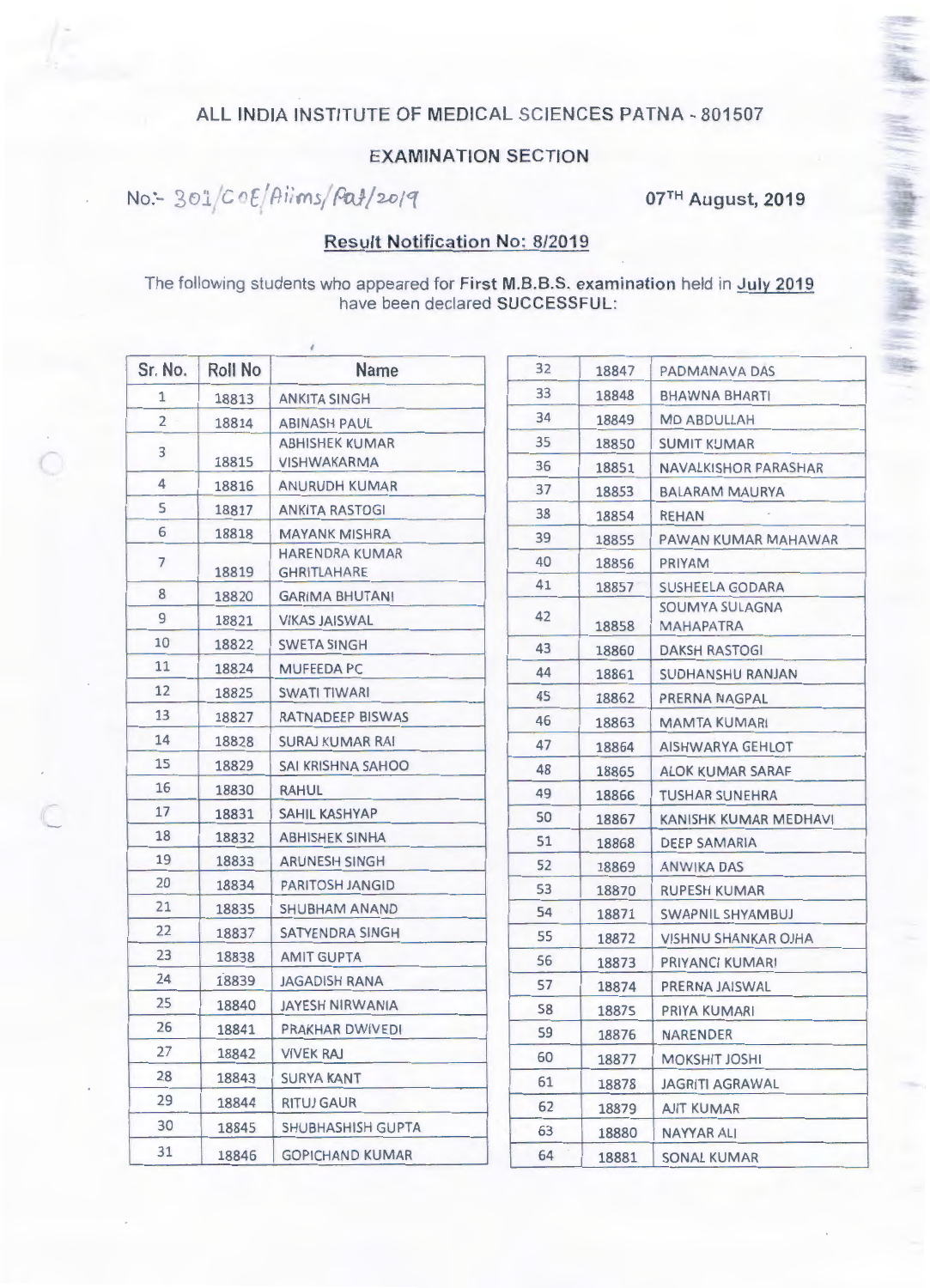## ALL INDIA INSTITUTE OF MEDICAL SCIENCES PATNA - 801507

### EXAMINATION SECTION

No:- 301/COE/Aiims/Pat/2019 07TH August, 2019

**Result Notification No: 8/2019**

The following students who appeared for **First M.B.B.S. examination** held in July 2019 have been declared **SUCCESSFUL**:

| Sr. No. | Roll No | Name |
|---|---|---|
| 1 | 18813 | ANKITA SINGH |
| 2 | 18814 | ABINASH PAUL |
| 3 | 18815 | ABHISHEK KUMAR VISHWAKARMA |
| 4 | 18816 | ANURUDH KUMAR |
| 5 | 18817 | ANKITA RASTOGI |
| 6 | 18818 | MAYANK MISHRA |
| 7 | 18819 | HARENDRA KUMAR GHRITLAHARE |
| 8 | 18820 | GARIMA BHUTANI |
| 9 | 18821 | VIKAS JAISWAL |
| 10 | 18822 | SWETA SINGH |
| 11 | 18824 | MUFEEDA PC |
| 12 | 18825 | SWATI TIWARI |
| 13 | 18827 | RATNADEEP BISWAS |
| 14 | 18828 | SURAJ KUMAR RAI |
| 15 | 18829 | SAI KRISHNA SAHOO |
| 16 | 18830 | RAHUL |
| 17 | 18831 | SAHIL KASHYAP |
| 18 | 18832 | ABHISHEK SINHA |
| 19 | 18833 | ARUNESH SINGH |
| 20 | 18834 | PARITOSH JANGID |
| 21 | 18835 | SHUBHAM ANAND |
| 22 | 18837 | SATYENDRA SINGH |
| 23 | 18838 | AMIT GUPTA |
| 24 | 18839 | JAGADISH RANA |
| 25 | 18840 | JAYESH NIRWANIA |
| 26 | 18841 | PRAKHAR DWIVEDI |
| 27 | 18842 | VIVEK RAJ |
| 28 | 18843 | SURYA KANT |
| 29 | 18844 | RITUJ GAUR |
| 30 | 18845 | SHUBHASHISH GUPTA |
| 31 | 18846 | GOPICHAND KUMAR |
| 32 | 18847 | PADMANAVA DAS |
| 33 | 18848 | BHAWNA BHARTI |
| 34 | 18849 | MD ABDULLAH |
| 35 | 18850 | SUMIT KUMAR |
| 36 | 18851 | NAVALKISHOR PARASHAR |
| 37 | 18853 | BALARAM MAURYA |
| 38 | 18854 | REHAN |
| 39 | 18855 | PAWAN KUMAR MAHAWAR |
| 40 | 18856 | PRIYAM |
| 41 | 18857 | SUSHEELA GODARA |
| 42 | 18858 | SOUMYA SULAGNA MAHAPATRA |
| 43 | 18860 | DAKSH RASTOGI |
| 44 | 18861 | SUDHANSHU RANJAN |
| 45 | 18862 | PRERNA NAGPAL |
| 46 | 18863 | MAMTA KUMARI |
| 47 | 18864 | AISHWARYA GEHLOT |
| 48 | 18865 | ALOK KUMAR SARAF |
| 49 | 18866 | TUSHAR SUNEHRA |
| 50 | 18867 | KANISHK KUMAR MEDHAVI |
| 51 | 18868 | DEEP SAMARIA |
| 52 | 18869 | ANWIKA DAS |
| 53 | 18870 | RUPESH KUMAR |
| 54 | 18871 | SWAPNIL SHYAMBUJ |
| 55 | 18872 | VISHNU SHANKAR OJHA |
| 56 | 18873 | PRIYANCI KUMARI |
| 57 | 18874 | PRERNA JAISWAL |
| 58 | 18875 | PRIYA KUMARI |
| 59 | 18876 | NARENDER |
| 60 | 18877 | MOKSHIT JOSHI |
| 61 | 18878 | JAGRITI AGRAWAL |
| 62 | 18879 | AJIT KUMAR |
| 63 | 18880 | NAYYAR ALI |
| 64 | 18881 | SONAL KUMAR |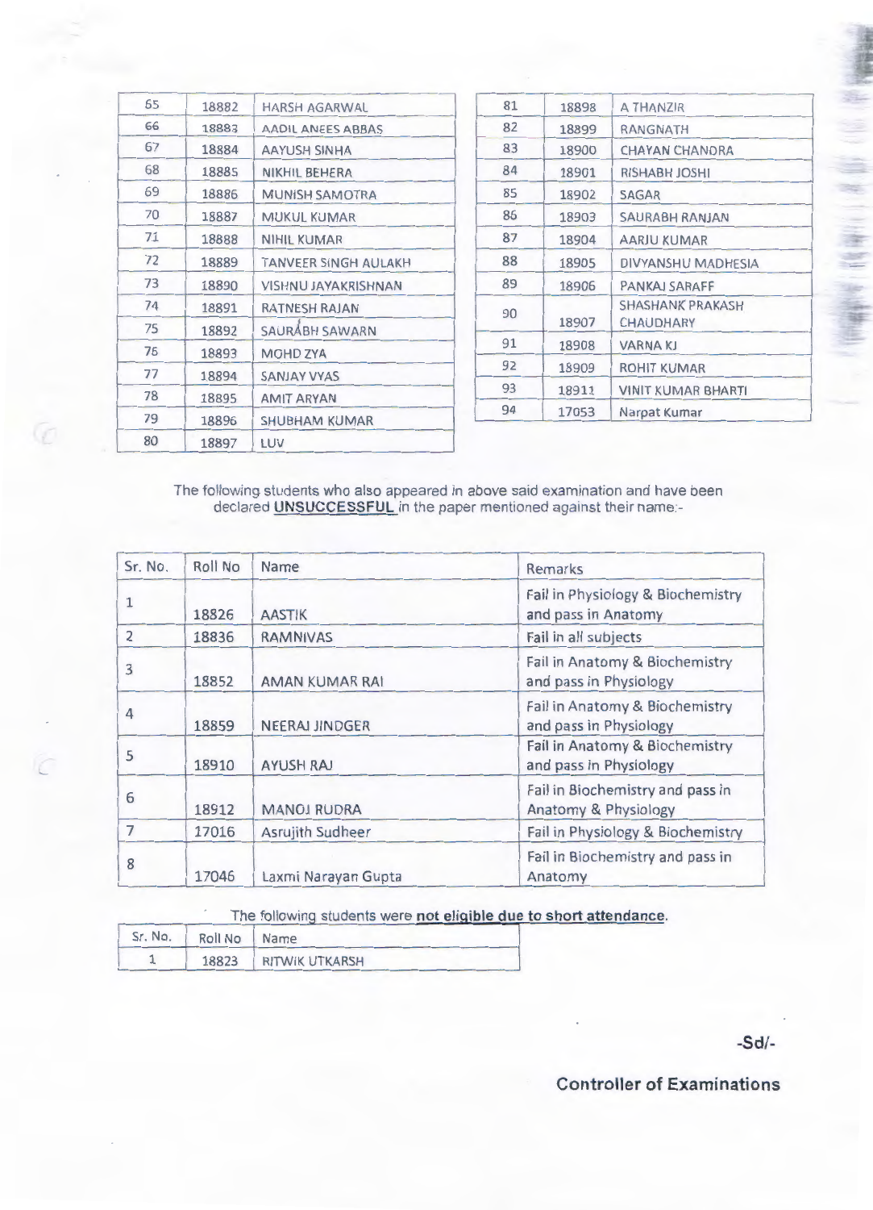| | | |
|---|---|---|
| 65 | 18882 | HARSH AGARWAL |
| 66 | 18883 | AADIL ANEES ABBAS |
| 67 | 18884 | AAYUSH SINHA |
| 68 | 18885 | NIKHIL BEHERA |
| 69 | 18886 | MUNISH SAMOTRA |
| 70 | 18887 | MUKUL KUMAR |
| 71 | 18888 | NIHIL KUMAR |
| 72 | 18889 | TANVEER SINGH AULAKH |
| 73 | 18890 | VISHNU JAYAKRISHNAN |
| 74 | 18891 | RATNESH RAJAN |
| 75 | 18892 | SAURABH SAWARN |
| 76 | 18893 | MOHD ZYA |
| 77 | 18894 | SANJAY VYAS |
| 78 | 18895 | AMIT ARYAN |
| 79 | 18896 | SHUBHAM KUMAR |
| 80 | 18897 | LUV |
| 81 | 18898 | A THANZIR |
| 82 | 18899 | RANGNATH |
| 83 | 18900 | CHAYAN CHANDRA |
| 84 | 18901 | RISHABH JOSHI |
| 85 | 18902 | SAGAR |
| 86 | 18903 | SAURABH RANJAN |
| 87 | 18904 | AARJU KUMAR |
| 88 | 18905 | DIVYANSHU MADHESIA |
| 89 | 18906 | PANKAJ SARAFF |
| 90 | 18907 | SHASHANK PRAKASH CHAUDHARY |
| 91 | 18908 | VARNA KJ |
| 92 | 18909 | ROHIT KUMAR |
| 93 | 18911 | VINIT KUMAR BHARTI |
| 94 | 17053 | Narpat Kumar |

The following students who also appeared in above said examination and have been declared **UNSUCCESSFUL** in the paper mentioned against their name:-

| Sr. No. | Roll No | Name | Remarks |
|---|---|---|---|
| 1 | 18826 | AASTIK | Fail in Physiology & Biochemistry and pass in Anatomy |
| 2 | 18836 | RAMNIVAS | Fail in all subjects |
| 3 | 18852 | AMAN KUMAR RAI | Fail in Anatomy & Biochemistry and pass in Physiology |
| 4 | 18859 | NEERAJ JINDGER | Fail in Anatomy & Biochemistry and pass in Physiology |
| 5 | 18910 | AYUSH RAJ | Fail in Anatomy & Biochemistry and pass in Physiology |
| 6 | 18912 | MANOJ RUDRA | Fail in Biochemistry and pass in Anatomy & Physiology |
| 7 | 17016 | Asrujith Sudheer | Fail in Physiology & Biochemistry |
| 8 | 17046 | Laxmi Narayan Gupta | Fail in Biochemistry and pass in Anatomy |

The following students were **not eligible due to short attendance**.

| Sr. No. | Roll No | Name |
|---|---|---|
| 1 | 18823 | RITWIK UTKARSH |

-Sd/-

**Controller of Examinations**